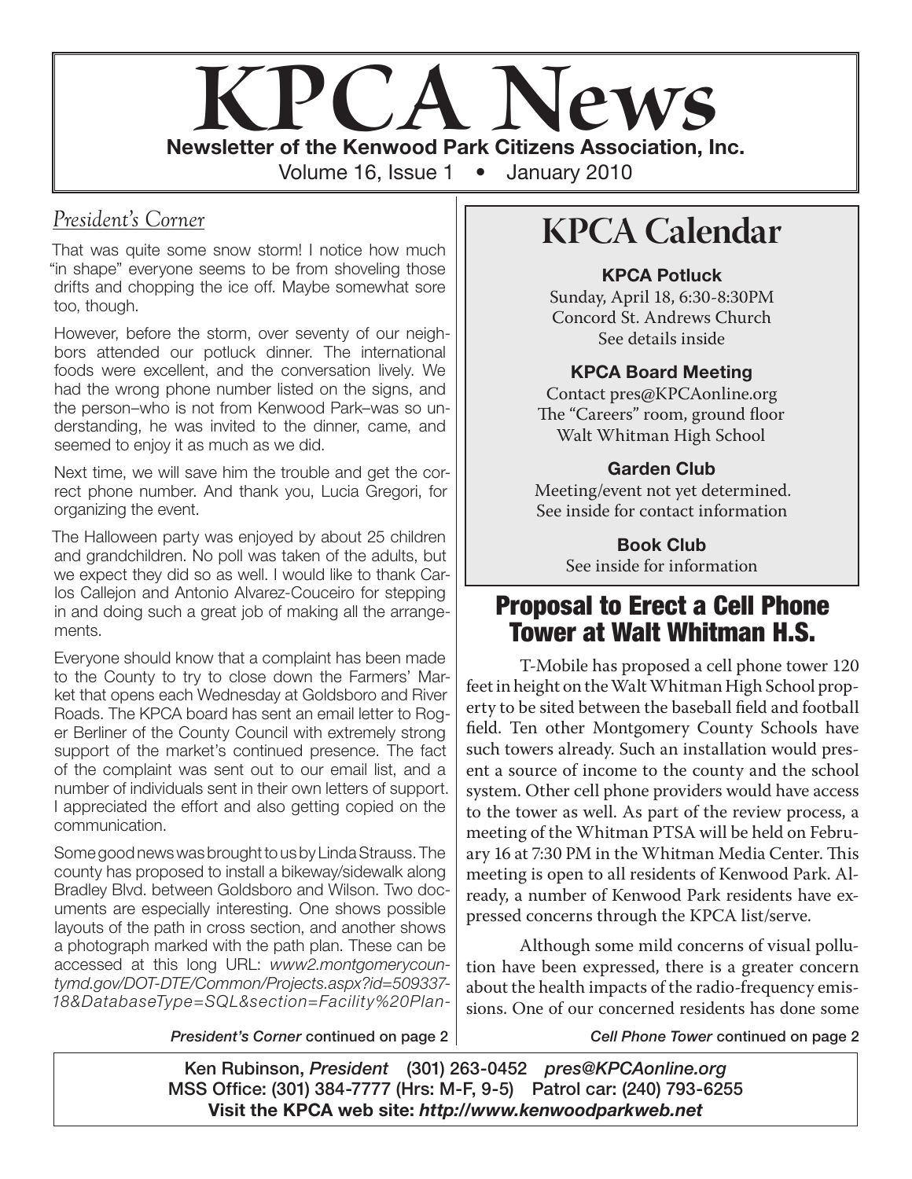# KPCA News

**Newsletter of the Kenwood Park Citizens Association, Inc.**

Volume 16, Issue 1 • January 2010

## *President's Corner*

That was quite some snow storm! I notice how much "in shape" everyone seems to be from shoveling those drifts and chopping the ice off. Maybe somewhat sore too, though.

However, before the storm, over seventy of our neighbors attended our potluck dinner. The international foods were excellent, and the conversation lively. We had the wrong phone number listed on the signs, and the person–who is not from Kenwood Park–was so understanding, he was invited to the dinner, came, and seemed to enjoy it as much as we did.

Next time, we will save him the trouble and get the correct phone number. And thank you, Lucia Gregori, for organizing the event.

The Halloween party was enjoyed by about 25 children and grandchildren. No poll was taken of the adults, but we expect they did so as well. I would like to thank Carlos Callejon and Antonio Alvarez-Couceiro for stepping in and doing such a great job of making all the arrangements.

Everyone should know that a complaint has been made to the County to try to close down the Farmers' Market that opens each Wednesday at Goldsboro and River Roads. The KPCA board has sent an email letter to Roger Berliner of the County Council with extremely strong support of the market's continued presence. The fact of the complaint was sent out to our email list, and a number of individuals sent in their own letters of support. I appreciated the effort and also getting copied on the communication.

Some good news was brought to us by Linda Strauss. The county has proposed to install a bikeway/sidewalk along Bradley Blvd. between Goldsboro and Wilson. Two documents are especially interesting. One shows possible layouts of the path in cross section, and another shows a photograph marked with the path plan. These can be accessed at this long URL: *www2.montgomerycountymd.gov/DOT-DTE/Common/Projects.aspx?id=509337-18&DatabaseType=SQL&section=Facility%20Plan-*

*President's Corner* continued on page 2

## KPCA Calendar

**KPCA Potluck**
Sunday, April 18, 6:30-8:30PM
Concord St. Andrews Church
See details inside

**KPCA Board Meeting**
Contact pres@KPCAonline.org
The "Careers" room, ground floor
Walt Whitman High School

**Garden Club**
Meeting/event not yet determined.
See inside for contact information

**Book Club**
See inside for information

## Proposal to Erect a Cell Phone Tower at Walt Whitman H.S.

T-Mobile has proposed a cell phone tower 120 feet in height on the Walt Whitman High School property to be sited between the baseball field and football field. Ten other Montgomery County Schools have such towers already. Such an installation would present a source of income to the county and the school system. Other cell phone providers would have access to the tower as well. As part of the review process, a meeting of the Whitman PTSA will be held on February 16 at 7:30 PM in the Whitman Media Center. This meeting is open to all residents of Kenwood Park. Already, a number of Kenwood Park residents have expressed concerns through the KPCA list/serve.

Although some mild concerns of visual pollution have been expressed, there is a greater concern about the health impacts of the radio-frequency emissions. One of our concerned residents has done some

*Cell Phone Tower* continued on page 2

---

Ken Rubinson, *President* (301) 263-0452 *pres@KPCAonline.org*
MSS Office: (301) 384-7777 (Hrs: M-F, 9-5) Patrol car: (240) 793-6255
**Visit the KPCA web site: *http://www.kenwoodparkweb.net***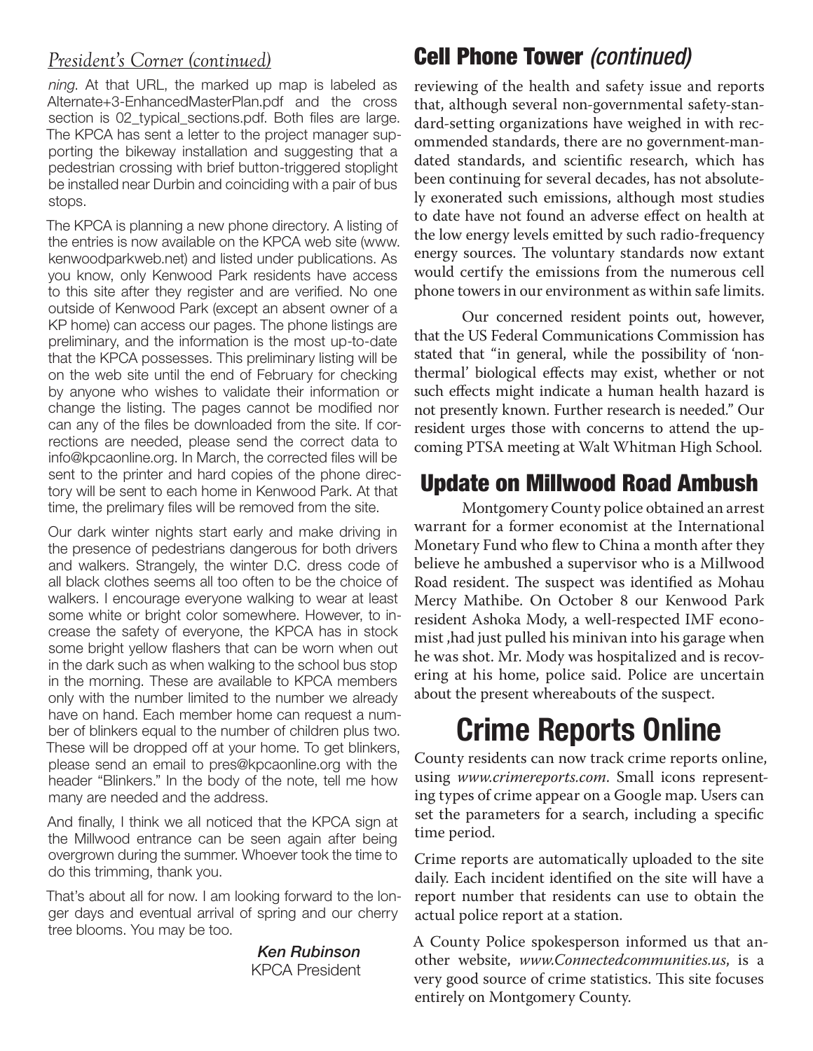## *President's Corner (continued)*

*ning*. At that URL, the marked up map is labeled as Alternate+3-EnhancedMasterPlan.pdf and the cross section is 02_typical_sections.pdf. Both files are large. The KPCA has sent a letter to the project manager supporting the bikeway installation and suggesting that a pedestrian crossing with brief button-triggered stoplight be installed near Durbin and coinciding with a pair of bus stops.

The KPCA is planning a new phone directory. A listing of the entries is now available on the KPCA web site (www.kenwoodparkweb.net) and listed under publications. As you know, only Kenwood Park residents have access to this site after they register and are verified. No one outside of Kenwood Park (except an absent owner of a KP home) can access our pages. The phone listings are preliminary, and the information is the most up-to-date that the KPCA possesses. This preliminary listing will be on the web site until the end of February for checking by anyone who wishes to validate their information or change the listing. The pages cannot be modified nor can any of the files be downloaded from the site. If corrections are needed, please send the correct data to info@kpcaonline.org. In March, the corrected files will be sent to the printer and hard copies of the phone directory will be sent to each home in Kenwood Park. At that time, the prelimary files will be removed from the site.

Our dark winter nights start early and make driving in the presence of pedestrians dangerous for both drivers and walkers. Strangely, the winter D.C. dress code of all black clothes seems all too often to be the choice of walkers. I encourage everyone walking to wear at least some white or bright color somewhere. However, to increase the safety of everyone, the KPCA has in stock some bright yellow flashers that can be worn when out in the dark such as when walking to the school bus stop in the morning. These are available to KPCA members only with the number limited to the number we already have on hand. Each member home can request a number of blinkers equal to the number of children plus two. These will be dropped off at your home. To get blinkers, please send an email to pres@kpcaonline.org with the header "Blinkers." In the body of the note, tell me how many are needed and the address.

And finally, I think we all noticed that the KPCA sign at the Millwood entrance can be seen again after being overgrown during the summer. Whoever took the time to do this trimming, thank you.

That's about all for now. I am looking forward to the longer days and eventual arrival of spring and our cherry tree blooms. You may be too.

***Ken Rubinson***
KPCA President

## Cell Phone Tower *(continued)*

reviewing of the health and safety issue and reports that, although several non-governmental safety-standard-setting organizations have weighed in with recommended standards, there are no government-mandated standards, and scientific research, which has been continuing for several decades, has not absolutely exonerated such emissions, although most studies to date have not found an adverse effect on health at the low energy levels emitted by such radio-frequency energy sources. The voluntary standards now extant would certify the emissions from the numerous cell phone towers in our environment as within safe limits.

Our concerned resident points out, however, that the US Federal Communications Commission has stated that "in general, while the possibility of 'non-thermal' biological effects may exist, whether or not such effects might indicate a human health hazard is not presently known. Further research is needed." Our resident urges those with concerns to attend the upcoming PTSA meeting at Walt Whitman High School.

## Update on Millwood Road Ambush

Montgomery County police obtained an arrest warrant for a former economist at the International Monetary Fund who flew to China a month after they believe he ambushed a supervisor who is a Millwood Road resident. The suspect was identified as Mohau Mercy Mathibe. On October 8 our Kenwood Park resident Ashoka Mody, a well-respected IMF economist ,had just pulled his minivan into his garage when he was shot. Mr. Mody was hospitalized and is recovering at his home, police said. Police are uncertain about the present whereabouts of the suspect.

# Crime Reports Online

County residents can now track crime reports online, using *www.crimereports.com*. Small icons representing types of crime appear on a Google map. Users can set the parameters for a search, including a specific time period.

Crime reports are automatically uploaded to the site daily. Each incident identified on the site will have a report number that residents can use to obtain the actual police report at a station.

A County Police spokesperson informed us that another website, *www.Connectedcommunities.us*, is a very good source of crime statistics. This site focuses entirely on Montgomery County.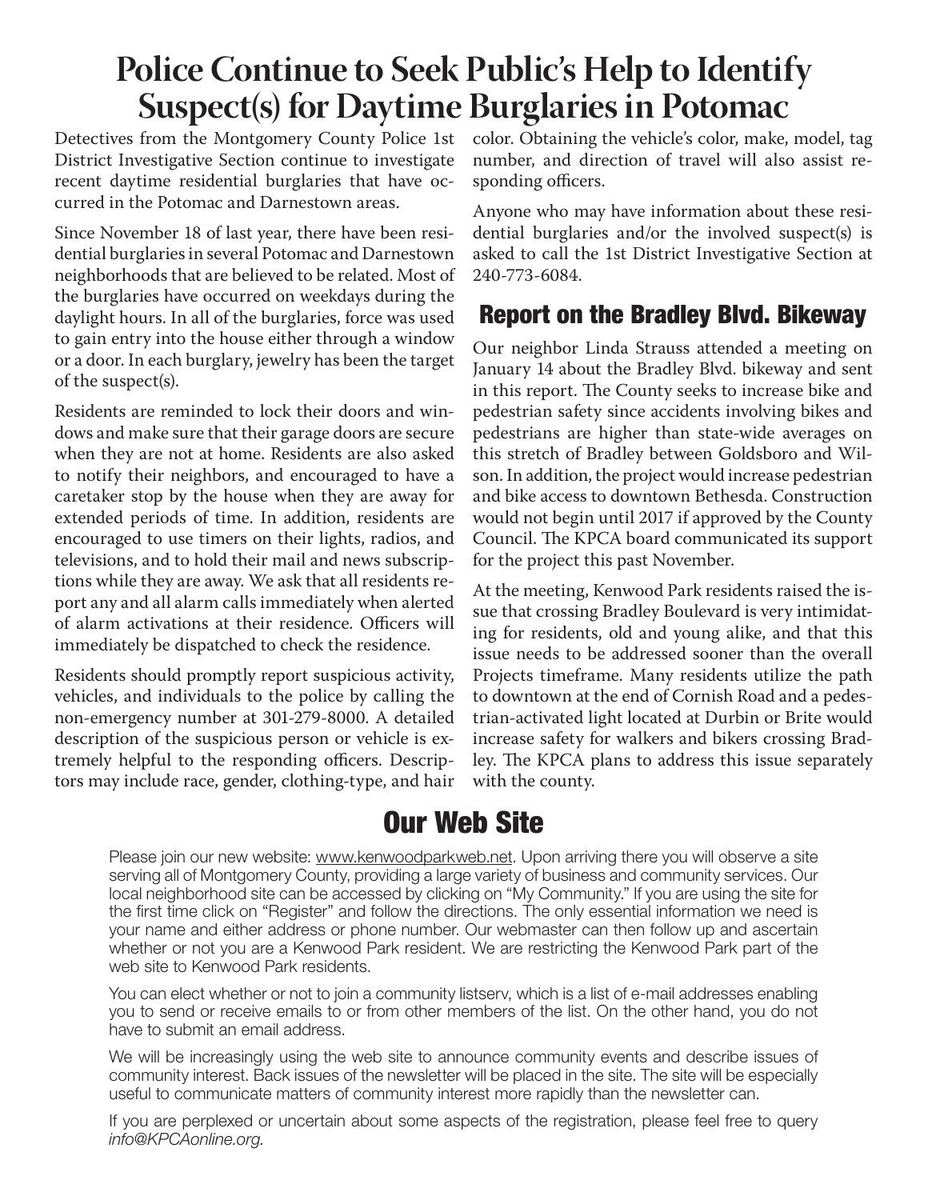# Police Continue to Seek Public's Help to Identify Suspect(s) for Daytime Burglaries in Potomac

Detectives from the Montgomery County Police 1st District Investigative Section continue to investigate recent daytime residential burglaries that have occurred in the Potomac and Darnestown areas.

Since November 18 of last year, there have been residential burglaries in several Potomac and Darnestown neighborhoods that are believed to be related. Most of the burglaries have occurred on weekdays during the daylight hours. In all of the burglaries, force was used to gain entry into the house either through a window or a door. In each burglary, jewelry has been the target of the suspect(s).

Residents are reminded to lock their doors and windows and make sure that their garage doors are secure when they are not at home. Residents are also asked to notify their neighbors, and encouraged to have a caretaker stop by the house when they are away for extended periods of time. In addition, residents are encouraged to use timers on their lights, radios, and televisions, and to hold their mail and news subscriptions while they are away. We ask that all residents report any and all alarm calls immediately when alerted of alarm activations at their residence. Officers will immediately be dispatched to check the residence.

Residents should promptly report suspicious activity, vehicles, and individuals to the police by calling the non-emergency number at 301-279-8000. A detailed description of the suspicious person or vehicle is extremely helpful to the responding officers. Descriptors may include race, gender, clothing-type, and hair color. Obtaining the vehicle's color, make, model, tag number, and direction of travel will also assist responding officers.

Anyone who may have information about these residential burglaries and/or the involved suspect(s) is asked to call the 1st District Investigative Section at 240-773-6084.

## Report on the Bradley Blvd. Bikeway

Our neighbor Linda Strauss attended a meeting on January 14 about the Bradley Blvd. bikeway and sent in this report. The County seeks to increase bike and pedestrian safety since accidents involving bikes and pedestrians are higher than state-wide averages on this stretch of Bradley between Goldsboro and Wilson. In addition, the project would increase pedestrian and bike access to downtown Bethesda. Construction would not begin until 2017 if approved by the County Council. The KPCA board communicated its support for the project this past November.

At the meeting, Kenwood Park residents raised the issue that crossing Bradley Boulevard is very intimidating for residents, old and young alike, and that this issue needs to be addressed sooner than the overall Projects timeframe. Many residents utilize the path to downtown at the end of Cornish Road and a pedestrian-activated light located at Durbin or Brite would increase safety for walkers and bikers crossing Bradley. The KPCA plans to address this issue separately with the county.

## Our Web Site

Please join our new website: www.kenwoodparkweb.net. Upon arriving there you will observe a site serving all of Montgomery County, providing a large variety of business and community services. Our local neighborhood site can be accessed by clicking on "My Community." If you are using the site for the first time click on "Register" and follow the directions. The only essential information we need is your name and either address or phone number. Our webmaster can then follow up and ascertain whether or not you are a Kenwood Park resident. We are restricting the Kenwood Park part of the web site to Kenwood Park residents.

You can elect whether or not to join a community listserv, which is a list of e-mail addresses enabling you to send or receive emails to or from other members of the list. On the other hand, you do not have to submit an email address.

We will be increasingly using the web site to announce community events and describe issues of community interest. Back issues of the newsletter will be placed in the site. The site will be especially useful to communicate matters of community interest more rapidly than the newsletter can.

If you are perplexed or uncertain about some aspects of the registration, please feel free to query *info@KPCAonline.org.*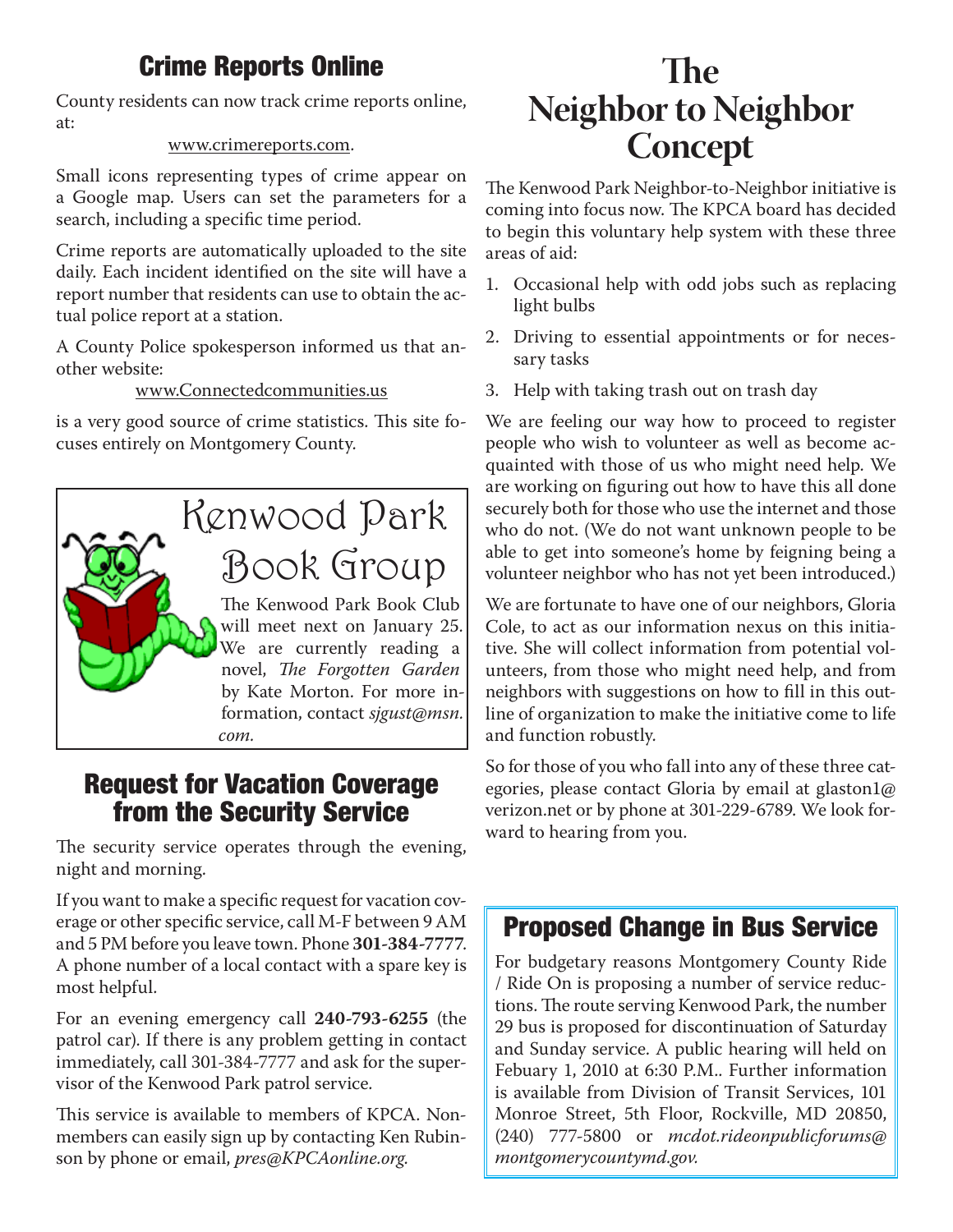## Crime Reports Online

County residents can now track crime reports online, at:

www.crimereports.com.

Small icons representing types of crime appear on a Google map. Users can set the parameters for a search, including a specific time period.

Crime reports are automatically uploaded to the site daily. Each incident identified on the site will have a report number that residents can use to obtain the actual police report at a station.

A County Police spokesperson informed us that another website:

www.Connectedcommunities.us

is a very good source of crime statistics. This site focuses entirely on Montgomery County.

## Kenwood Park Book Group

The Kenwood Park Book Club will meet next on January 25. We are currently reading a novel, *The Forgotten Garden* by Kate Morton. For more information, contact *sjgust@msn.com.*

## Request for Vacation Coverage from the Security Service

The security service operates through the evening, night and morning.

If you want to make a specific request for vacation coverage or other specific service, call M-F between 9 AM and 5 PM before you leave town. Phone **301-384-7777**. A phone number of a local contact with a spare key is most helpful.

For an evening emergency call **240-793-6255** (the patrol car). If there is any problem getting in contact immediately, call 301-384-7777 and ask for the supervisor of the Kenwood Park patrol service.

This service is available to members of KPCA. Nonmembers can easily sign up by contacting Ken Rubinson by phone or email, *pres@KPCAonline.org.*

# The Neighbor to Neighbor Concept

The Kenwood Park Neighbor-to-Neighbor initiative is coming into focus now. The KPCA board has decided to begin this voluntary help system with these three areas of aid:

1. Occasional help with odd jobs such as replacing light bulbs
2. Driving to essential appointments or for necessary tasks
3. Help with taking trash out on trash day

We are feeling our way how to proceed to register people who wish to volunteer as well as become acquainted with those of us who might need help. We are working on figuring out how to have this all done securely both for those who use the internet and those who do not. (We do not want unknown people to be able to get into someone's home by feigning being a volunteer neighbor who has not yet been introduced.)

We are fortunate to have one of our neighbors, Gloria Cole, to act as our information nexus on this initiative. She will collect information from potential volunteers, from those who might need help, and from neighbors with suggestions on how to fill in this outline of organization to make the initiative come to life and function robustly.

So for those of you who fall into any of these three categories, please contact Gloria by email at glaston1@verizon.net or by phone at 301-229-6789. We look forward to hearing from you.

## Proposed Change in Bus Service

For budgetary reasons Montgomery County Ride / Ride On is proposing a number of service reductions. The route serving Kenwood Park, the number 29 bus is proposed for discontinuation of Saturday and Sunday service. A public hearing will held on Febuary 1, 2010 at 6:30 P.M.. Further information is available from Division of Transit Services, 101 Monroe Street, 5th Floor, Rockville, MD 20850, (240) 777-5800 or *mcdot.rideonpublicforums@montgomerycountymd.gov.*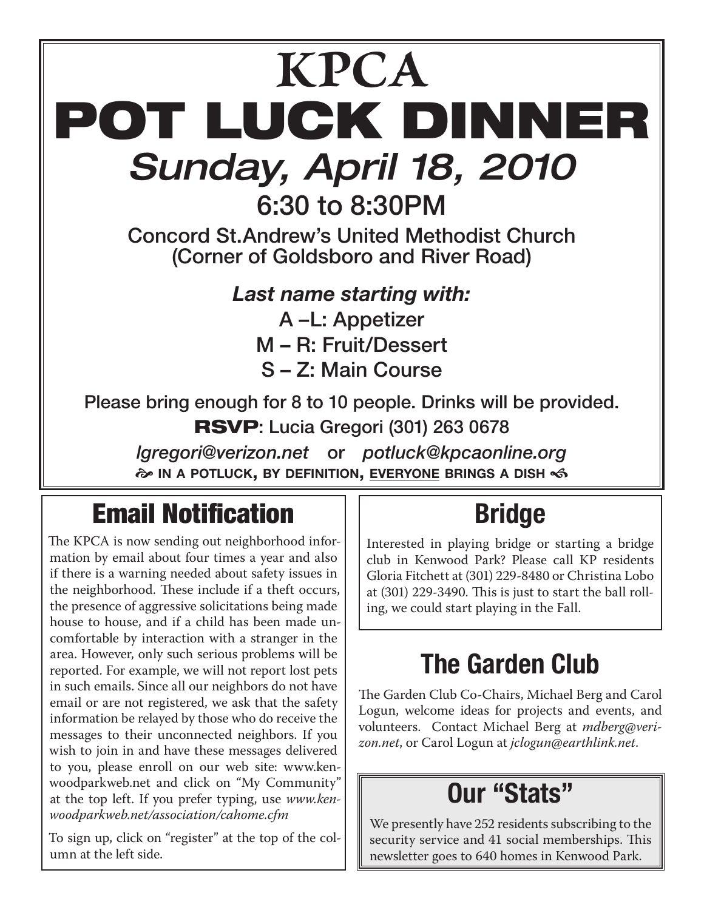# KPCA

# POT LUCK DINNER

## *Sunday, April 18, 2010*

### 6:30 to 8:30PM

**Concord St.Andrew's United Methodist Church (Corner of Goldsboro and River Road)**

***Last name starting with:***

A –L: Appetizer

M – R: Fruit/Dessert

S – Z: Main Course

**Please bring enough for 8 to 10 people. Drinks will be provided.**

**RSVP: Lucia Gregori (301) 263 0678**

*lgregori@verizon.net* or *potluck@kpcaonline.org*

**IN A POTLUCK, BY DEFINITION, EVERYONE BRINGS A DISH**

## Email Notification

The KPCA is now sending out neighborhood information by email about four times a year and also if there is a warning needed about safety issues in the neighborhood. These include if a theft occurs, the presence of aggressive solicitations being made house to house, and if a child has been made uncomfortable by interaction with a stranger in the area. However, only such serious problems will be reported. For example, we will not report lost pets in such emails. Since all our neighbors do not have email or are not registered, we ask that the safety information be relayed by those who do receive the messages to their unconnected neighbors. If you wish to join in and have these messages delivered to you, please enroll on our web site: www.kenwoodparkweb.net and click on "My Community" at the top left. If you prefer typing, use *www.kenwoodparkweb.net/association/cahome.cfm*

To sign up, click on "register" at the top of the column at the left side.

## Bridge

Interested in playing bridge or starting a bridge club in Kenwood Park? Please call KP residents Gloria Fitchett at (301) 229-8480 or Christina Lobo at (301) 229-3490. This is just to start the ball rolling, we could start playing in the Fall.

## The Garden Club

The Garden Club Co-Chairs, Michael Berg and Carol Logun, welcome ideas for projects and events, and volunteers. Contact Michael Berg at *mdberg@verizon.net*, or Carol Logun at *jclogun@earthlink.net*.

## Our "Stats"

We presently have 252 residents subscribing to the security service and 41 social memberships. This newsletter goes to 640 homes in Kenwood Park.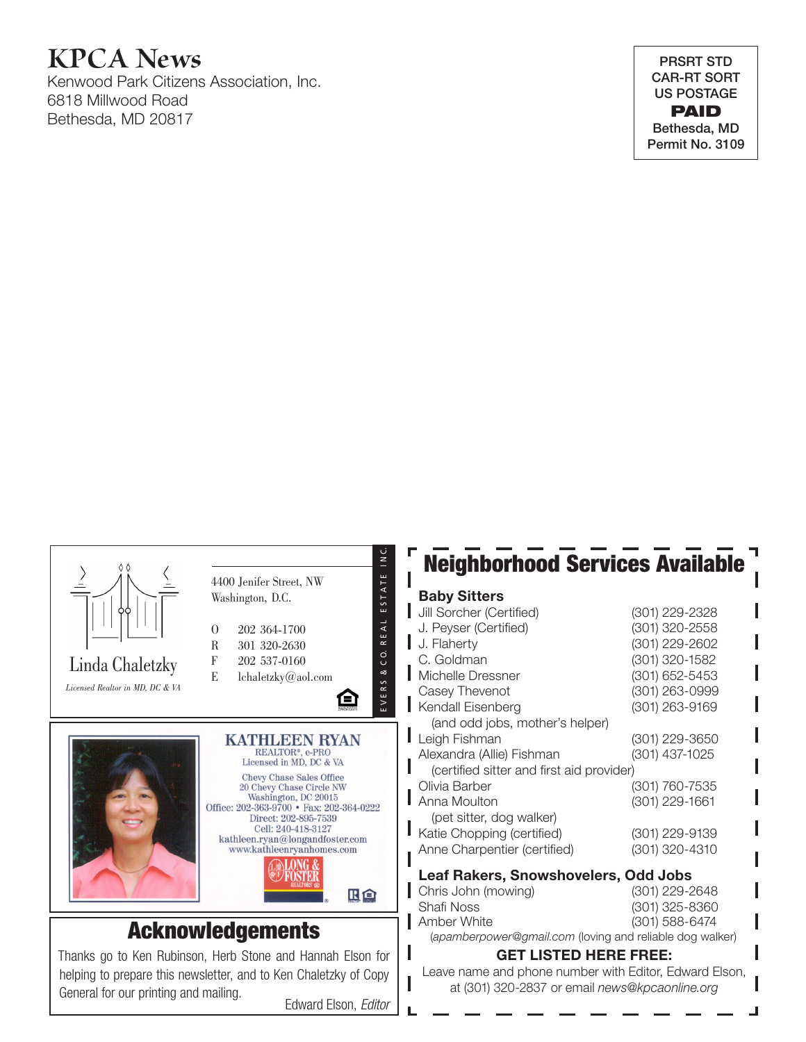# KPCA News

Kenwood Park Citizens Association, Inc.
6818 Millwood Road
Bethesda, MD 20817

PRSRT STD
CAR-RT SORT
US POSTAGE
**PAID**
Bethesda, MD
Permit No. 3109

Linda Chaletzky

*Licensed Realtor in MD, DC & VA*

4400 Jenifer Street, NW
Washington, D.C.

O 202 364-1700
R 301 320-2630
F 202 537-0160
E lchaletzky@aol.com

EVERS & CO. REAL ESTATE INC.

**KATHLEEN RYAN**
REALTOR®, e-PRO
Licensed in MD, DC & VA
Chevy Chase Sales Office
20 Chevy Chase Circle NW
Washington, DC 20015
Office: 202-363-9700 • Fax: 202-364-0222
Direct: 202-895-7539
Cell: 240-418-3127
kathleen.ryan@longandfoster.com
www.kathleenryanhomes.com

LONG & FOSTER REALTORS

## Acknowledgements

Thanks go to Ken Rubinson, Herb Stone and Hannah Elson for helping to prepare this newsletter, and to Ken Chaletzky of Copy General for our printing and mailing.

Edward Elson, *Editor*

## Neighborhood Services Available

### Baby Sitters

| | |
|---|---|
| Jill Sorcher (Certified) | (301) 229-2328 |
| J. Peyser (Certified) | (301) 320-2558 |
| J. Flaherty | (301) 229-2602 |
| C. Goldman | (301) 320-1582 |
| Michelle Dressner | (301) 652-5453 |
| Casey Thevenot | (301) 263-0999 |
| Kendall Eisenberg (and odd jobs, mother's helper) | (301) 263-9169 |
| Leigh Fishman | (301) 229-3650 |
| Alexandra (Allie) Fishman (certified sitter and first aid provider) | (301) 437-1025 |
| Olivia Barber | (301) 760-7535 |
| Anna Moulton (pet sitter, dog walker) | (301) 229-1661 |
| Katie Chopping (certified) | (301) 229-9139 |
| Anne Charpentier (certified) | (301) 320-4310 |

### Leaf Rakers, Snowshovelers, Odd Jobs

| | |
|---|---|
| Chris John (mowing) | (301) 229-2648 |
| Shafi Noss | (301) 325-8360 |
| Amber White (*apamberpower@gmail.com* (loving and reliable dog walker)) | (301) 588-6474 |

**GET LISTED HERE FREE:**

Leave name and phone number with Editor, Edward Elson, at (301) 320-2837 or email *news@kpcaonline.org*